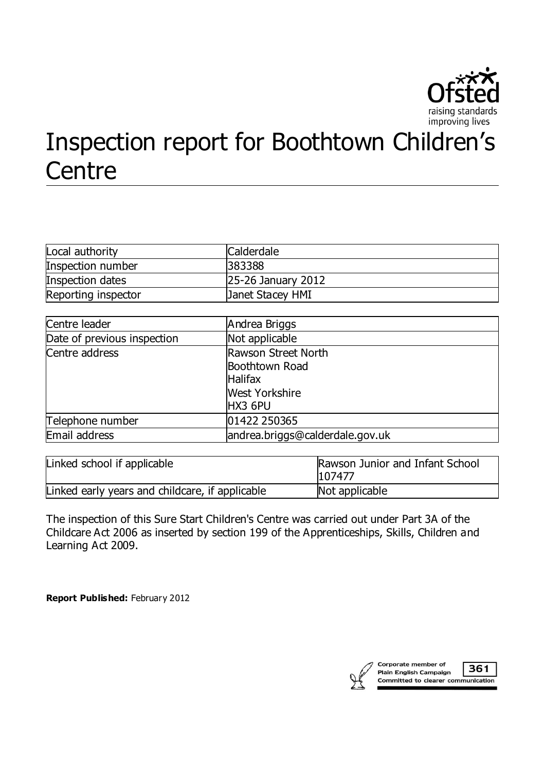# Inspection report for Boothtown Children's Centre

| | |
|---|---|
| Local authority | Calderdale |
| Inspection number | 383388 |
| Inspection dates | 25-26 January 2012 |
| Reporting inspector | Janet Stacey HMI |

| | |
|---|---|
| Centre leader | Andrea Briggs |
| Date of previous inspection | Not applicable |
| Centre address | Rawson Street North<br>Boothtown Road<br>Halifax<br>West Yorkshire<br>HX3 6PU |
| Telephone number | 01422 250365 |
| Email address | andrea.briggs@calderdale.gov.uk |

| | |
|---|---|
| Linked school if applicable | Rawson Junior and Infant School 107477 |
| Linked early years and childcare, if applicable | Not applicable |

The inspection of this Sure Start Children's Centre was carried out under Part 3A of the Childcare Act 2006 as inserted by section 199 of the Apprenticeships, Skills, Children and Learning Act 2009.

**Report Published:** February 2012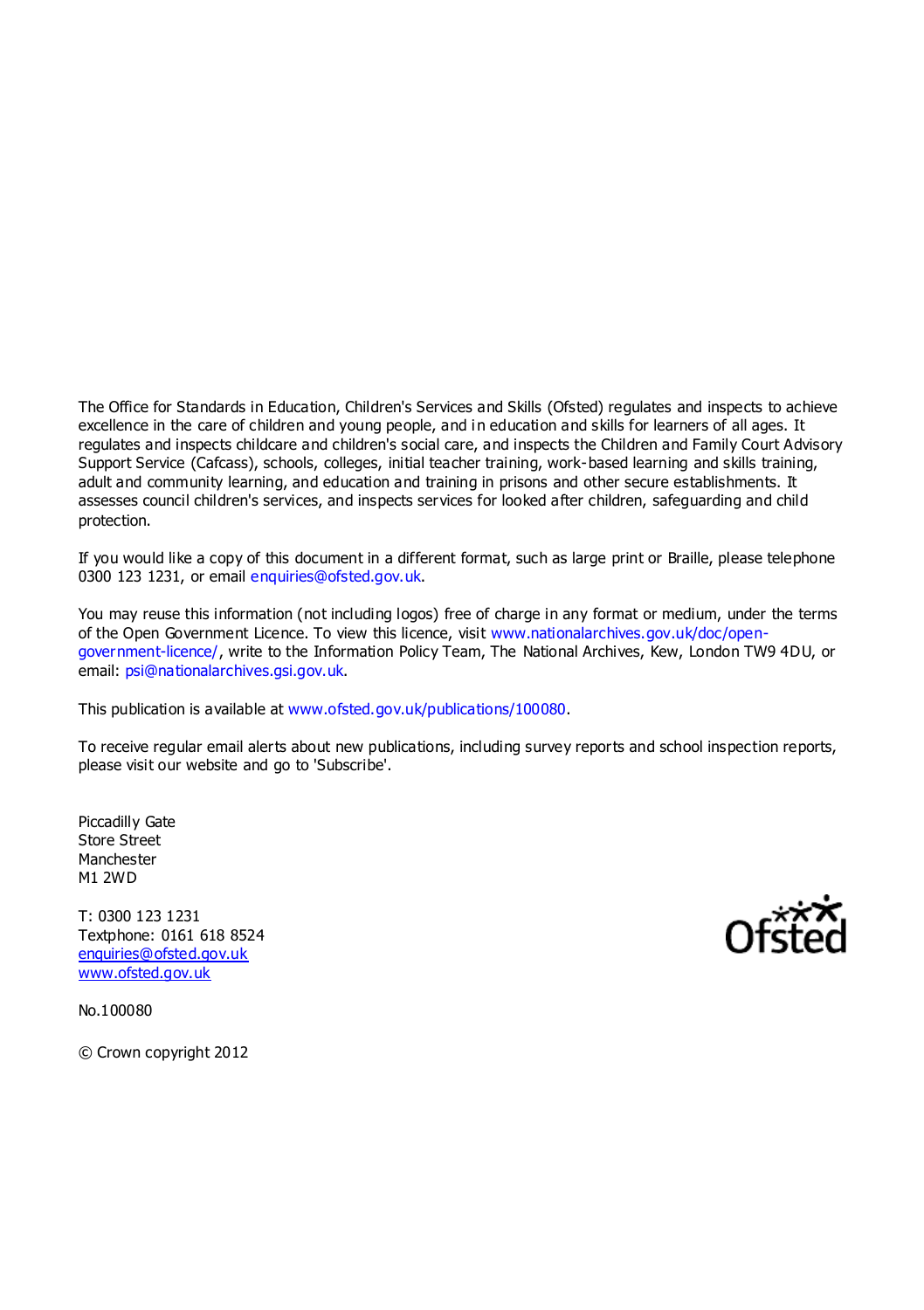The Office for Standards in Education, Children's Services and Skills (Ofsted) regulates and inspects to achieve excellence in the care of children and young people, and in education and skills for learners of all ages. It regulates and inspects childcare and children's social care, and inspects the Children and Family Court Advisory Support Service (Cafcass), schools, colleges, initial teacher training, work-based learning and skills training, adult and community learning, and education and training in prisons and other secure establishments. It assesses council children's services, and inspects services for looked after children, safeguarding and child protection.

If you would like a copy of this document in a different format, such as large print or Braille, please telephone 0300 123 1231, or email enquiries@ofsted.gov.uk.

You may reuse this information (not including logos) free of charge in any format or medium, under the terms of the Open Government Licence. To view this licence, visit www.nationalarchives.gov.uk/doc/open-government-licence/, write to the Information Policy Team, The National Archives, Kew, London TW9 4DU, or email: psi@nationalarchives.gsi.gov.uk.

This publication is available at www.ofsted.gov.uk/publications/100080.

To receive regular email alerts about new publications, including survey reports and school inspection reports, please visit our website and go to 'Subscribe'.

Piccadilly Gate
Store Street
Manchester
M1 2WD

T: 0300 123 1231
Textphone: 0161 618 8524
enquiries@ofsted.gov.uk
www.ofsted.gov.uk

No.100080

© Crown copyright 2012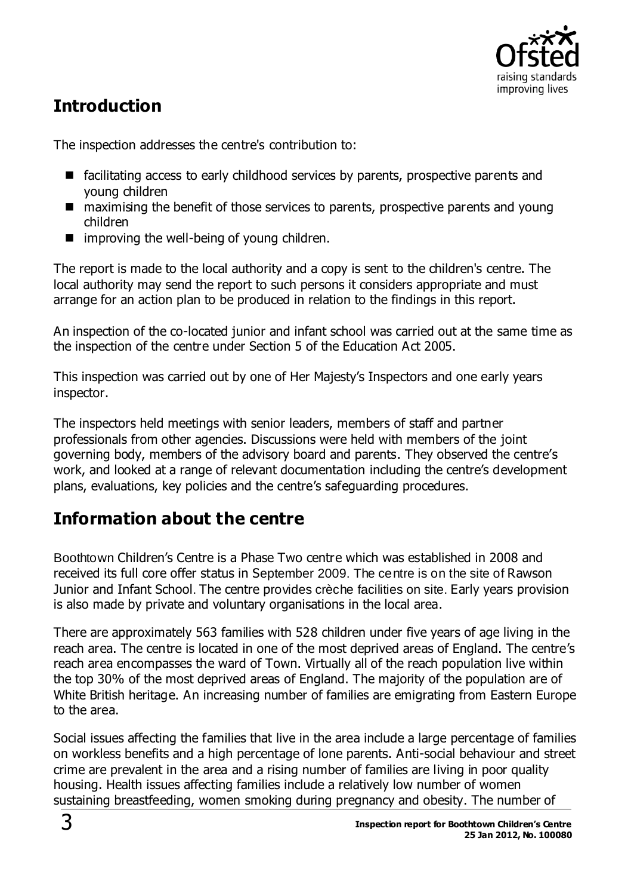## Introduction

The inspection addresses the centre's contribution to:

- facilitating access to early childhood services by parents, prospective parents and young children
- maximising the benefit of those services to parents, prospective parents and young children
- improving the well-being of young children.

The report is made to the local authority and a copy is sent to the children's centre. The local authority may send the report to such persons it considers appropriate and must arrange for an action plan to be produced in relation to the findings in this report.

An inspection of the co-located junior and infant school was carried out at the same time as the inspection of the centre under Section 5 of the Education Act 2005.

This inspection was carried out by one of Her Majesty's Inspectors and one early years inspector.

The inspectors held meetings with senior leaders, members of staff and partner professionals from other agencies. Discussions were held with members of the joint governing body, members of the advisory board and parents. They observed the centre's work, and looked at a range of relevant documentation including the centre's development plans, evaluations, key policies and the centre's safeguarding procedures.

## Information about the centre

Boothtown Children's Centre is a Phase Two centre which was established in 2008 and received its full core offer status in September 2009. The centre is on the site of Rawson Junior and Infant School. The centre provides crèche facilities on site. Early years provision is also made by private and voluntary organisations in the local area.

There are approximately 563 families with 528 children under five years of age living in the reach area. The centre is located in one of the most deprived areas of England. The centre's reach area encompasses the ward of Town. Virtually all of the reach population live within the top 30% of the most deprived areas of England. The majority of the population are of White British heritage. An increasing number of families are emigrating from Eastern Europe to the area.

Social issues affecting the families that live in the area include a large percentage of families on workless benefits and a high percentage of lone parents. Anti-social behaviour and street crime are prevalent in the area and a rising number of families are living in poor quality housing. Health issues affecting families include a relatively low number of women sustaining breastfeeding, women smoking during pregnancy and obesity. The number of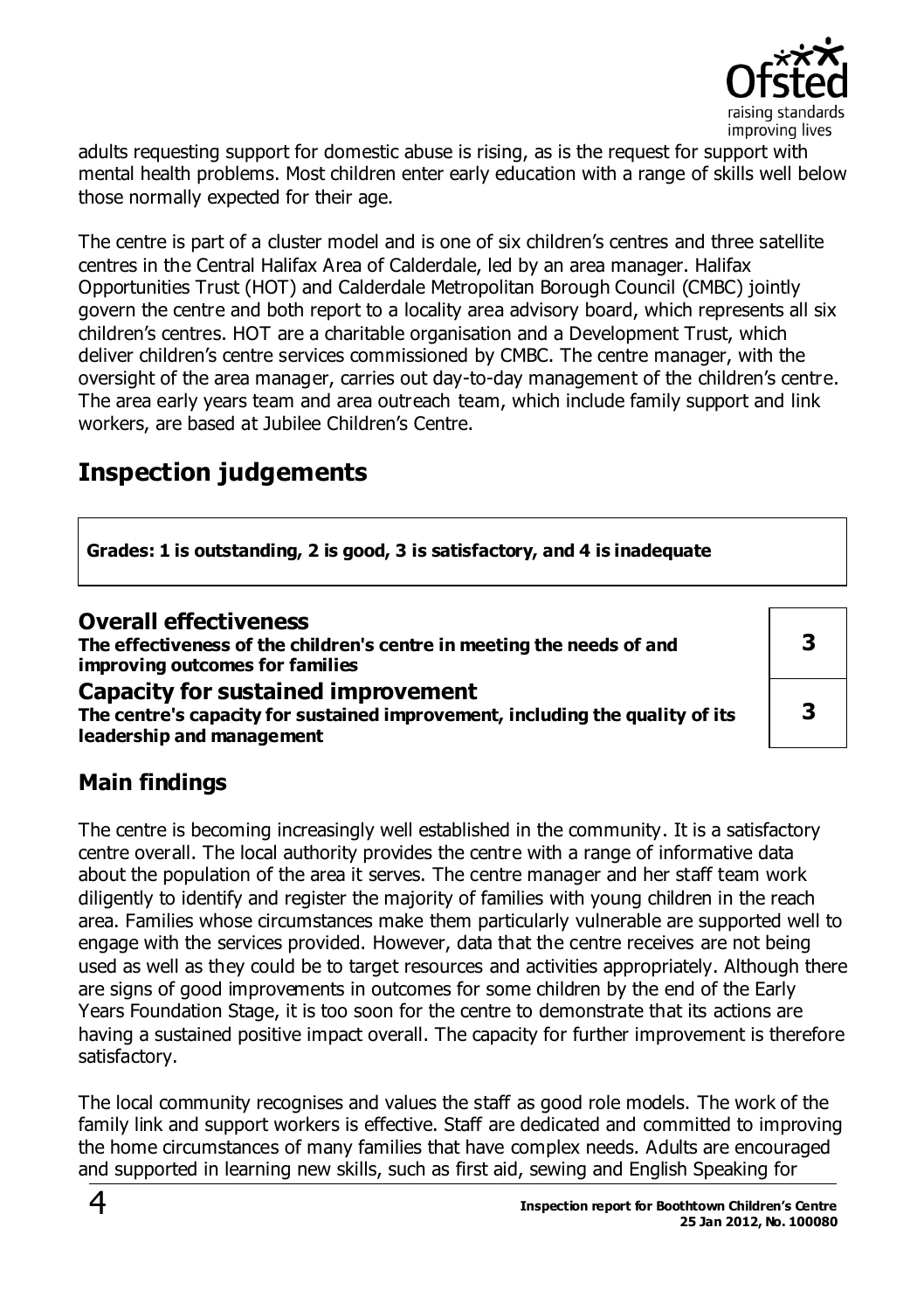adults requesting support for domestic abuse is rising, as is the request for support with mental health problems. Most children enter early education with a range of skills well below those normally expected for their age.

The centre is part of a cluster model and is one of six children's centres and three satellite centres in the Central Halifax Area of Calderdale, led by an area manager. Halifax Opportunities Trust (HOT) and Calderdale Metropolitan Borough Council (CMBC) jointly govern the centre and both report to a locality area advisory board, which represents all six children's centres. HOT are a charitable organisation and a Development Trust, which deliver children's centre services commissioned by CMBC. The centre manager, with the oversight of the area manager, carries out day-to-day management of the children's centre. The area early years team and area outreach team, which include family support and link workers, are based at Jubilee Children's Centre.

# Inspection judgements

**Grades: 1 is outstanding, 2 is good, 3 is satisfactory, and 4 is inadequate**

| | |
|---|---|
| **Overall effectiveness**<br>**The effectiveness of the children's centre in meeting the needs of and improving outcomes for families** | **3** |
| **Capacity for sustained improvement**<br>**The centre's capacity for sustained improvement, including the quality of its leadership and management** | **3** |

## Main findings

The centre is becoming increasingly well established in the community. It is a satisfactory centre overall. The local authority provides the centre with a range of informative data about the population of the area it serves. The centre manager and her staff team work diligently to identify and register the majority of families with young children in the reach area. Families whose circumstances make them particularly vulnerable are supported well to engage with the services provided. However, data that the centre receives are not being used as well as they could be to target resources and activities appropriately. Although there are signs of good improvements in outcomes for some children by the end of the Early Years Foundation Stage, it is too soon for the centre to demonstrate that its actions are having a sustained positive impact overall. The capacity for further improvement is therefore satisfactory.

The local community recognises and values the staff as good role models. The work of the family link and support workers is effective. Staff are dedicated and committed to improving the home circumstances of many families that have complex needs. Adults are encouraged and supported in learning new skills, such as first aid, sewing and English Speaking for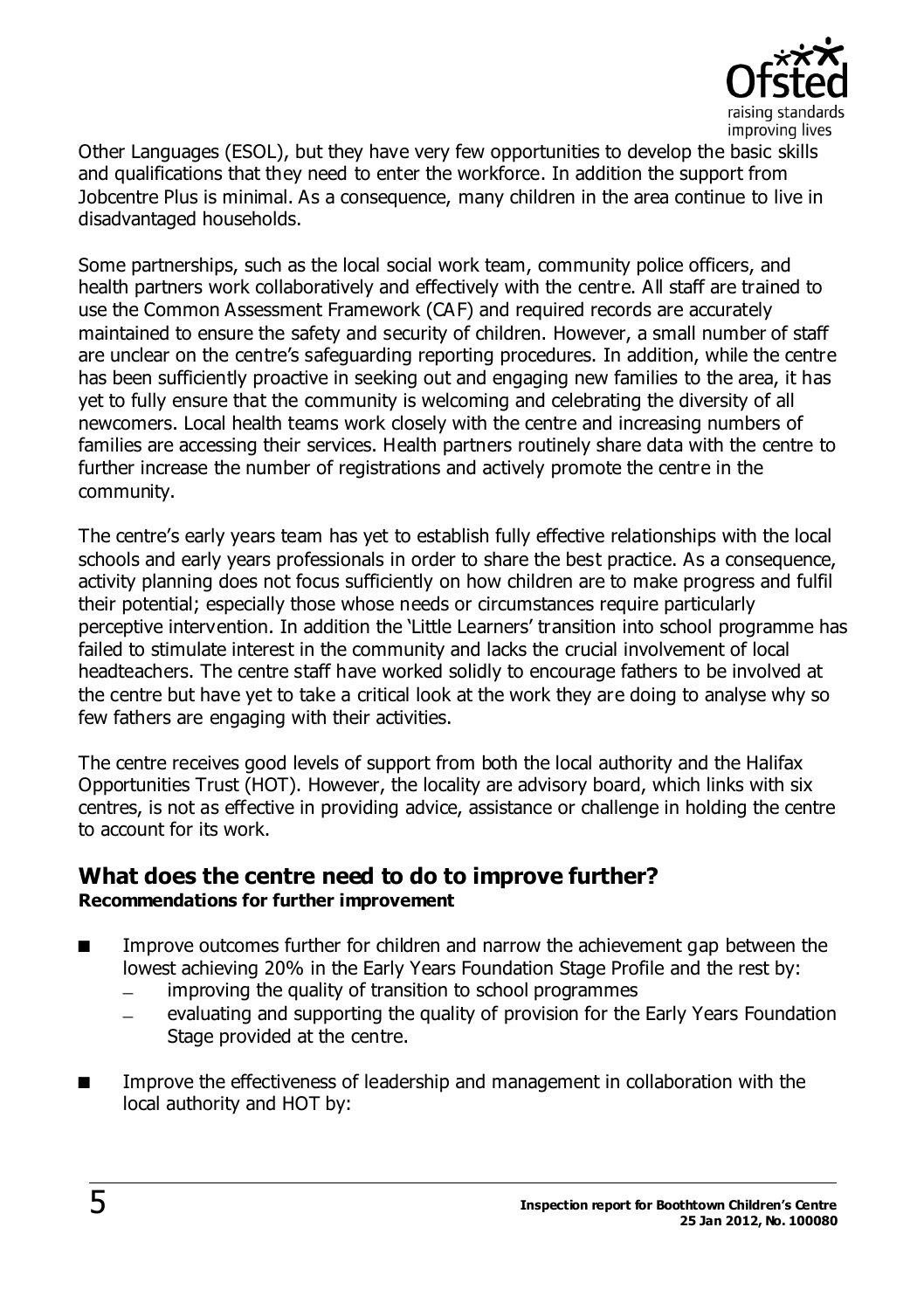Other Languages (ESOL), but they have very few opportunities to develop the basic skills and qualifications that they need to enter the workforce. In addition the support from Jobcentre Plus is minimal. As a consequence, many children in the area continue to live in disadvantaged households.

Some partnerships, such as the local social work team, community police officers, and health partners work collaboratively and effectively with the centre. All staff are trained to use the Common Assessment Framework (CAF) and required records are accurately maintained to ensure the safety and security of children. However, a small number of staff are unclear on the centre's safeguarding reporting procedures. In addition, while the centre has been sufficiently proactive in seeking out and engaging new families to the area, it has yet to fully ensure that the community is welcoming and celebrating the diversity of all newcomers. Local health teams work closely with the centre and increasing numbers of families are accessing their services. Health partners routinely share data with the centre to further increase the number of registrations and actively promote the centre in the community.

The centre's early years team has yet to establish fully effective relationships with the local schools and early years professionals in order to share the best practice. As a consequence, activity planning does not focus sufficiently on how children are to make progress and fulfil their potential; especially those whose needs or circumstances require particularly perceptive intervention. In addition the 'Little Learners' transition into school programme has failed to stimulate interest in the community and lacks the crucial involvement of local headteachers. The centre staff have worked solidly to encourage fathers to be involved at the centre but have yet to take a critical look at the work they are doing to analyse why so few fathers are engaging with their activities.

The centre receives good levels of support from both the local authority and the Halifax Opportunities Trust (HOT). However, the locality are advisory board, which links with six centres, is not as effective in providing advice, assistance or challenge in holding the centre to account for its work.

## What does the centre need to do to improve further?

**Recommendations for further improvement**

- Improve outcomes further for children and narrow the achievement gap between the lowest achieving 20% in the Early Years Foundation Stage Profile and the rest by:
  - improving the quality of transition to school programmes
  - evaluating and supporting the quality of provision for the Early Years Foundation Stage provided at the centre.
- Improve the effectiveness of leadership and management in collaboration with the local authority and HOT by: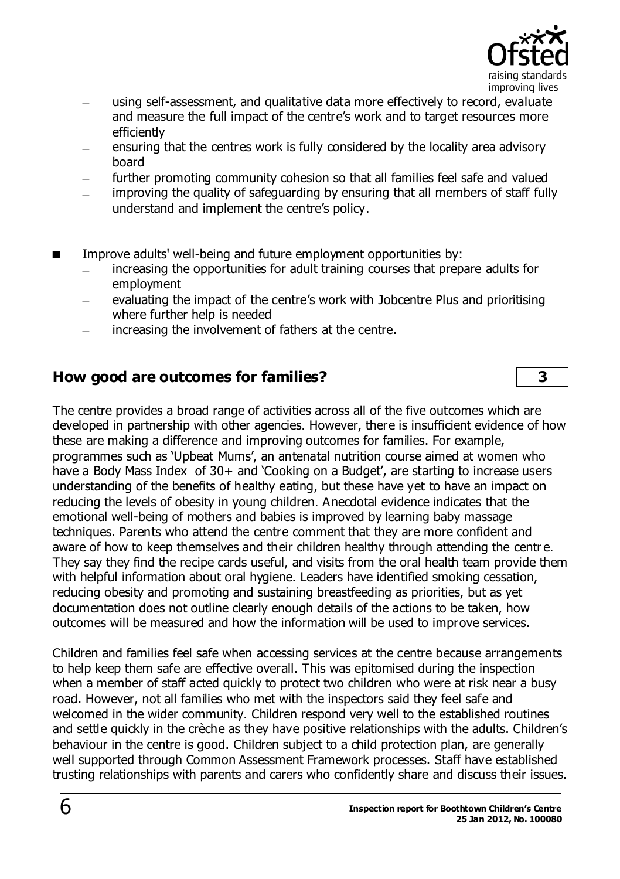- using self-assessment, and qualitative data more effectively to record, evaluate and measure the full impact of the centre's work and to target resources more efficiently
- ensuring that the centres work is fully considered by the locality area advisory board
- further promoting community cohesion so that all families feel safe and valued
- improving the quality of safeguarding by ensuring that all members of staff fully understand and implement the centre's policy.

■ Improve adults' well-being and future employment opportunities by:
  - increasing the opportunities for adult training courses that prepare adults for employment
  - evaluating the impact of the centre's work with Jobcentre Plus and prioritising where further help is needed
  - increasing the involvement of fathers at the centre.

## How good are outcomes for families? **3**

The centre provides a broad range of activities across all of the five outcomes which are developed in partnership with other agencies. However, there is insufficient evidence of how these are making a difference and improving outcomes for families. For example, programmes such as 'Upbeat Mums', an antenatal nutrition course aimed at women who have a Body Mass Index of 30+ and 'Cooking on a Budget', are starting to increase users understanding of the benefits of healthy eating, but these have yet to have an impact on reducing the levels of obesity in young children. Anecdotal evidence indicates that the emotional well-being of mothers and babies is improved by learning baby massage techniques. Parents who attend the centre comment that they are more confident and aware of how to keep themselves and their children healthy through attending the centre. They say they find the recipe cards useful, and visits from the oral health team provide them with helpful information about oral hygiene. Leaders have identified smoking cessation, reducing obesity and promoting and sustaining breastfeeding as priorities, but as yet documentation does not outline clearly enough details of the actions to be taken, how outcomes will be measured and how the information will be used to improve services.

Children and families feel safe when accessing services at the centre because arrangements to help keep them safe are effective overall. This was epitomised during the inspection when a member of staff acted quickly to protect two children who were at risk near a busy road. However, not all families who met with the inspectors said they feel safe and welcomed in the wider community. Children respond very well to the established routines and settle quickly in the crèche as they have positive relationships with the adults. Children's behaviour in the centre is good. Children subject to a child protection plan, are generally well supported through Common Assessment Framework processes. Staff have established trusting relationships with parents and carers who confidently share and discuss their issues.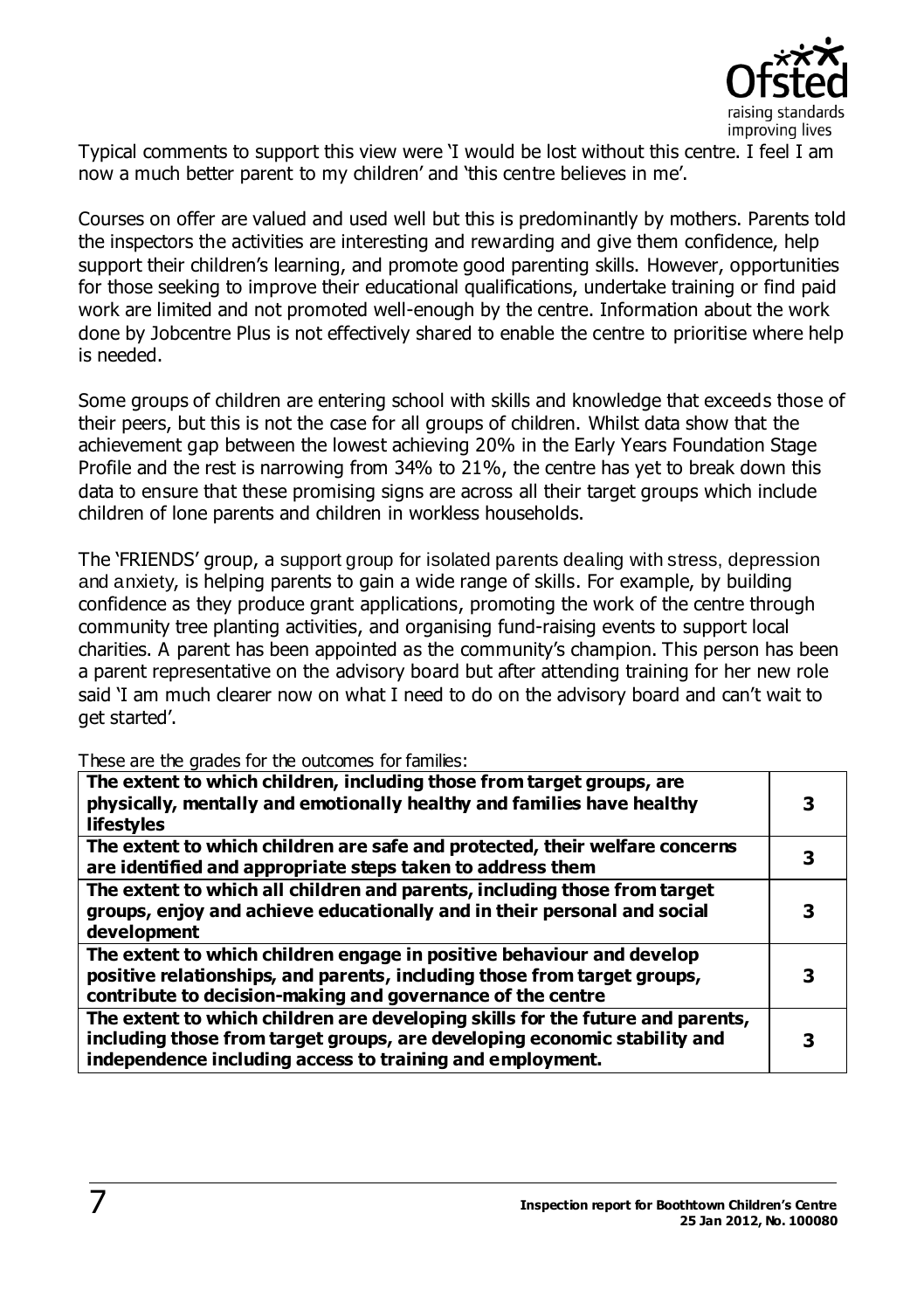Typical comments to support this view were 'I would be lost without this centre. I feel I am now a much better parent to my children' and 'this centre believes in me'.

Courses on offer are valued and used well but this is predominantly by mothers. Parents told the inspectors the activities are interesting and rewarding and give them confidence, help support their children's learning, and promote good parenting skills. However, opportunities for those seeking to improve their educational qualifications, undertake training or find paid work are limited and not promoted well-enough by the centre. Information about the work done by Jobcentre Plus is not effectively shared to enable the centre to prioritise where help is needed.

Some groups of children are entering school with skills and knowledge that exceeds those of their peers, but this is not the case for all groups of children. Whilst data show that the achievement gap between the lowest achieving 20% in the Early Years Foundation Stage Profile and the rest is narrowing from 34% to 21%, the centre has yet to break down this data to ensure that these promising signs are across all their target groups which include children of lone parents and children in workless households.

The 'FRIENDS' group, a support group for isolated parents dealing with stress, depression and anxiety, is helping parents to gain a wide range of skills. For example, by building confidence as they produce grant applications, promoting the work of the centre through community tree planting activities, and organising fund-raising events to support local charities. A parent has been appointed as the community's champion. This person has been a parent representative on the advisory board but after attending training for her new role said 'I am much clearer now on what I need to do on the advisory board and can't wait to get started'.

These are the grades for the outcomes for families:

| | |
|---|---|
| **The extent to which children, including those from target groups, are physically, mentally and emotionally healthy and families have healthy lifestyles** | **3** |
| **The extent to which children are safe and protected, their welfare concerns are identified and appropriate steps taken to address them** | **3** |
| **The extent to which all children and parents, including those from target groups, enjoy and achieve educationally and in their personal and social development** | **3** |
| **The extent to which children engage in positive behaviour and develop positive relationships, and parents, including those from target groups, contribute to decision-making and governance of the centre** | **3** |
| **The extent to which children are developing skills for the future and parents, including those from target groups, are developing economic stability and independence including access to training and employment.** | **3** |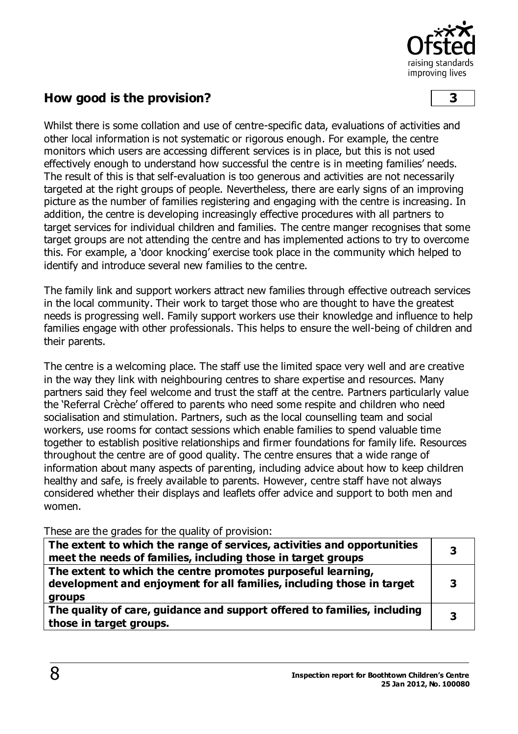## How good is the provision? 3

Whilst there is some collation and use of centre-specific data, evaluations of activities and other local information is not systematic or rigorous enough. For example, the centre monitors which users are accessing different services is in place, but this is not used effectively enough to understand how successful the centre is in meeting families' needs. The result of this is that self-evaluation is too generous and activities are not necessarily targeted at the right groups of people. Nevertheless, there are early signs of an improving picture as the number of families registering and engaging with the centre is increasing. In addition, the centre is developing increasingly effective procedures with all partners to target services for individual children and families. The centre manger recognises that some target groups are not attending the centre and has implemented actions to try to overcome this. For example, a 'door knocking' exercise took place in the community which helped to identify and introduce several new families to the centre.

The family link and support workers attract new families through effective outreach services in the local community. Their work to target those who are thought to have the greatest needs is progressing well. Family support workers use their knowledge and influence to help families engage with other professionals. This helps to ensure the well-being of children and their parents.

The centre is a welcoming place. The staff use the limited space very well and are creative in the way they link with neighbouring centres to share expertise and resources. Many partners said they feel welcome and trust the staff at the centre. Partners particularly value the 'Referral Crèche' offered to parents who need some respite and children who need socialisation and stimulation. Partners, such as the local counselling team and social workers, use rooms for contact sessions which enable families to spend valuable time together to establish positive relationships and firmer foundations for family life. Resources throughout the centre are of good quality. The centre ensures that a wide range of information about many aspects of parenting, including advice about how to keep children healthy and safe, is freely available to parents. However, centre staff have not always considered whether their displays and leaflets offer advice and support to both men and women.

These are the grades for the quality of provision:

| | |
|---|---|
| **The extent to which the range of services, activities and opportunities meet the needs of families, including those in target groups** | **3** |
| **The extent to which the centre promotes purposeful learning, development and enjoyment for all families, including those in target groups** | **3** |
| **The quality of care, guidance and support offered to families, including those in target groups.** | **3** |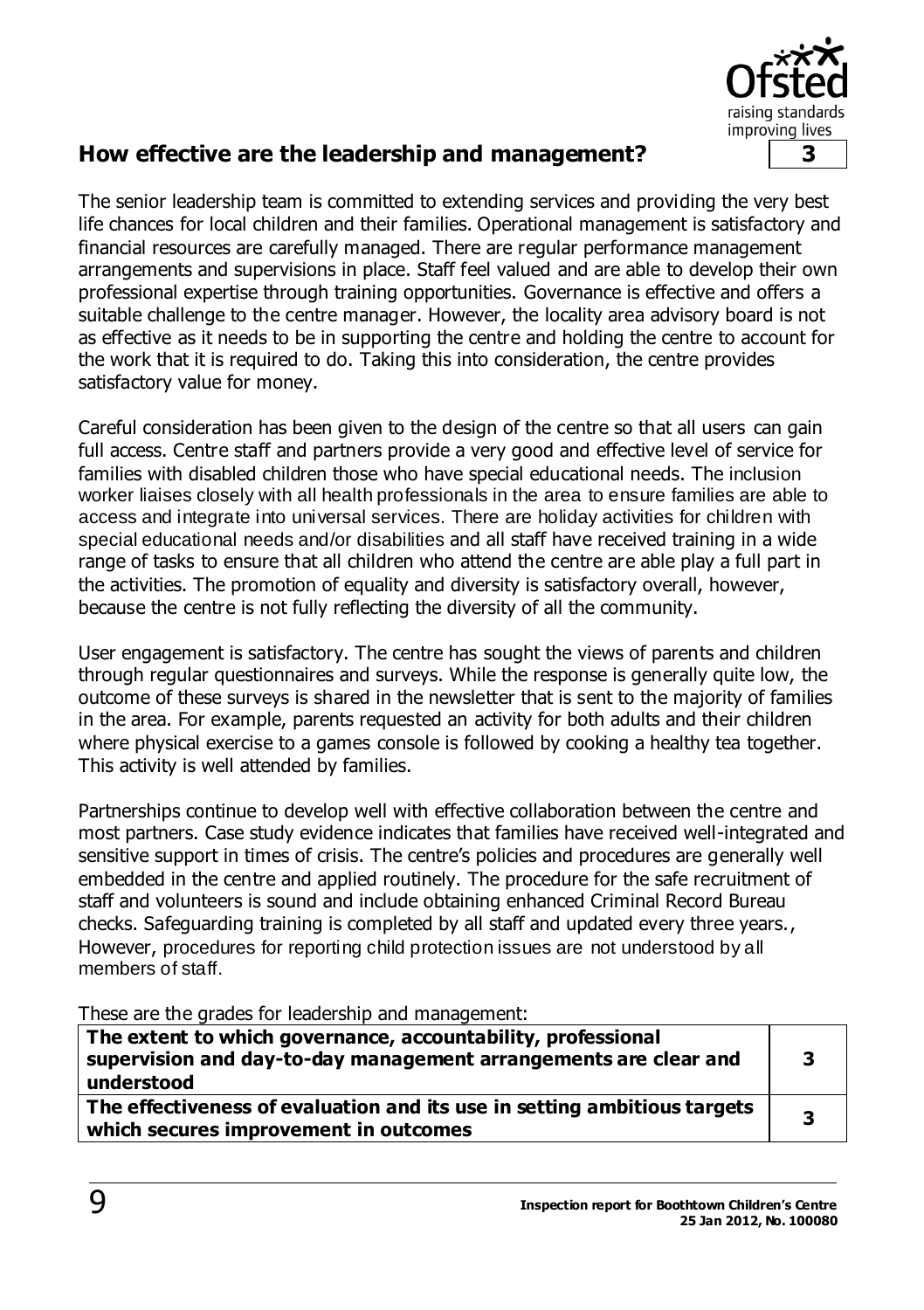## How effective are the leadership and management? 3

The senior leadership team is committed to extending services and providing the very best life chances for local children and their families. Operational management is satisfactory and financial resources are carefully managed. There are regular performance management arrangements and supervisions in place. Staff feel valued and are able to develop their own professional expertise through training opportunities. Governance is effective and offers a suitable challenge to the centre manager. However, the locality area advisory board is not as effective as it needs to be in supporting the centre and holding the centre to account for the work that it is required to do. Taking this into consideration, the centre provides satisfactory value for money.

Careful consideration has been given to the design of the centre so that all users can gain full access. Centre staff and partners provide a very good and effective level of service for families with disabled children those who have special educational needs. The inclusion worker liaises closely with all health professionals in the area to ensure families are able to access and integrate into universal services. There are holiday activities for children with special educational needs and/or disabilities and all staff have received training in a wide range of tasks to ensure that all children who attend the centre are able play a full part in the activities. The promotion of equality and diversity is satisfactory overall, however, because the centre is not fully reflecting the diversity of all the community.

User engagement is satisfactory. The centre has sought the views of parents and children through regular questionnaires and surveys. While the response is generally quite low, the outcome of these surveys is shared in the newsletter that is sent to the majority of families in the area. For example, parents requested an activity for both adults and their children where physical exercise to a games console is followed by cooking a healthy tea together. This activity is well attended by families.

Partnerships continue to develop well with effective collaboration between the centre and most partners. Case study evidence indicates that families have received well-integrated and sensitive support in times of crisis. The centre's policies and procedures are generally well embedded in the centre and applied routinely. The procedure for the safe recruitment of staff and volunteers is sound and include obtaining enhanced Criminal Record Bureau checks. Safeguarding training is completed by all staff and updated every three years., However, procedures for reporting child protection issues are not understood by all members of staff.

These are the grades for leadership and management:

| | |
|---|---|
| **The extent to which governance, accountability, professional supervision and day-to-day management arrangements are clear and understood** | **3** |
| **The effectiveness of evaluation and its use in setting ambitious targets which secures improvement in outcomes** | **3** |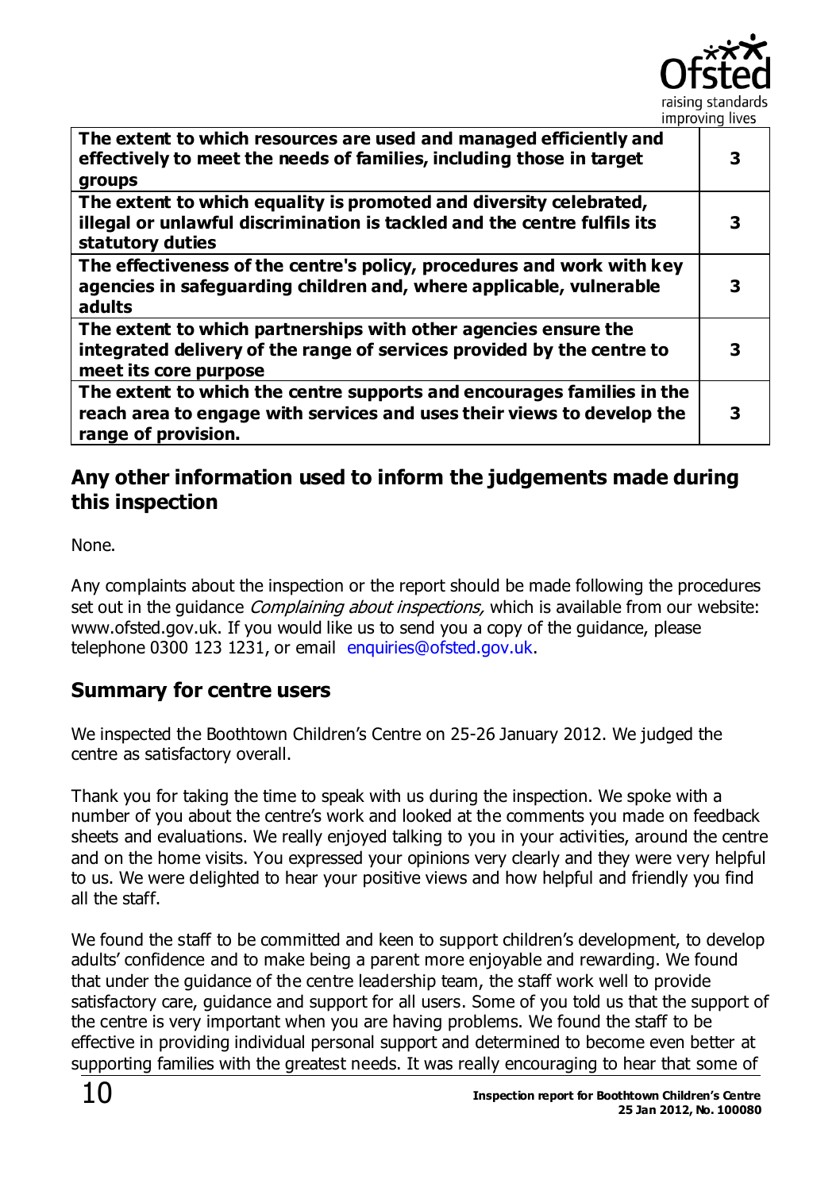| | |
|---|---|
| **The extent to which resources are used and managed efficiently and effectively to meet the needs of families, including those in target groups** | **3** |
| **The extent to which equality is promoted and diversity celebrated, illegal or unlawful discrimination is tackled and the centre fulfils its statutory duties** | **3** |
| **The effectiveness of the centre's policy, procedures and work with key agencies in safeguarding children and, where applicable, vulnerable adults** | **3** |
| **The extent to which partnerships with other agencies ensure the integrated delivery of the range of services provided by the centre to meet its core purpose** | **3** |
| **The extent to which the centre supports and encourages families in the reach area to engage with services and uses their views to develop the range of provision.** | **3** |

## Any other information used to inform the judgements made during this inspection

None.

Any complaints about the inspection or the report should be made following the procedures set out in the guidance *Complaining about inspections,* which is available from our website: www.ofsted.gov.uk. If you would like us to send you a copy of the guidance, please telephone 0300 123 1231, or email enquiries@ofsted.gov.uk.

## Summary for centre users

We inspected the Boothtown Children's Centre on 25-26 January 2012. We judged the centre as satisfactory overall.

Thank you for taking the time to speak with us during the inspection. We spoke with a number of you about the centre's work and looked at the comments you made on feedback sheets and evaluations. We really enjoyed talking to you in your activities, around the centre and on the home visits. You expressed your opinions very clearly and they were very helpful to us. We were delighted to hear your positive views and how helpful and friendly you find all the staff.

We found the staff to be committed and keen to support children's development, to develop adults' confidence and to make being a parent more enjoyable and rewarding. We found that under the guidance of the centre leadership team, the staff work well to provide satisfactory care, guidance and support for all users. Some of you told us that the support of the centre is very important when you are having problems. We found the staff to be effective in providing individual personal support and determined to become even better at supporting families with the greatest needs. It was really encouraging to hear that some of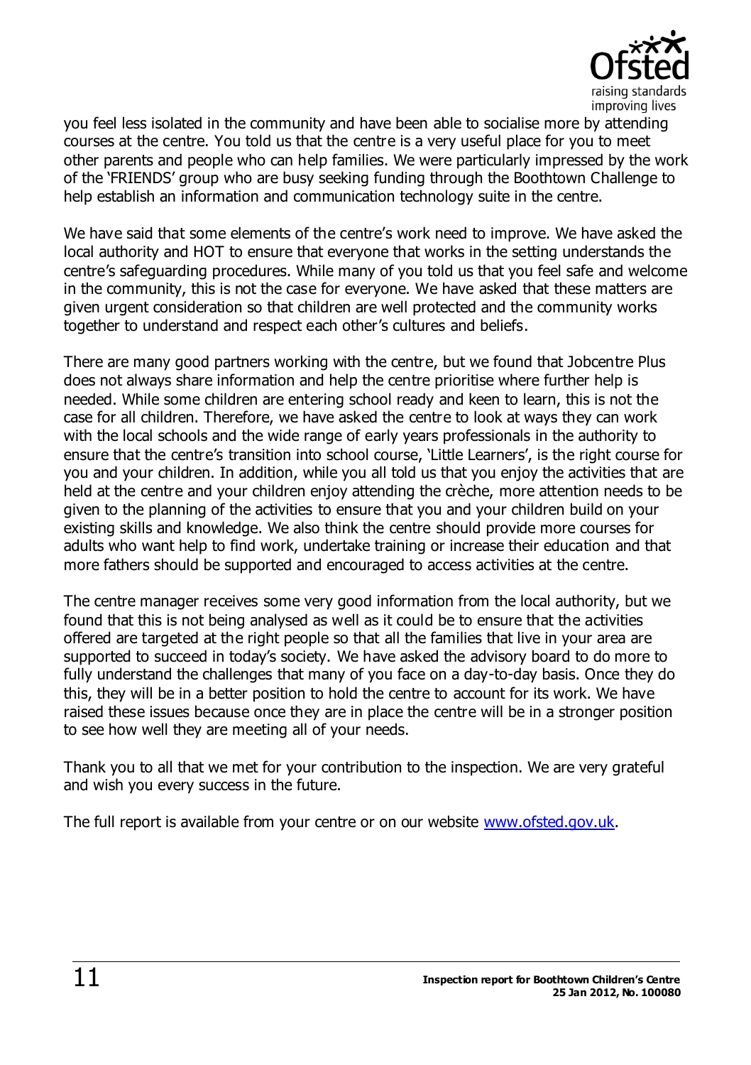you feel less isolated in the community and have been able to socialise more by attending courses at the centre. You told us that the centre is a very useful place for you to meet other parents and people who can help families. We were particularly impressed by the work of the 'FRIENDS' group who are busy seeking funding through the Boothtown Challenge to help establish an information and communication technology suite in the centre.

We have said that some elements of the centre's work need to improve. We have asked the local authority and HOT to ensure that everyone that works in the setting understands the centre's safeguarding procedures. While many of you told us that you feel safe and welcome in the community, this is not the case for everyone. We have asked that these matters are given urgent consideration so that children are well protected and the community works together to understand and respect each other's cultures and beliefs.

There are many good partners working with the centre, but we found that Jobcentre Plus does not always share information and help the centre prioritise where further help is needed. While some children are entering school ready and keen to learn, this is not the case for all children. Therefore, we have asked the centre to look at ways they can work with the local schools and the wide range of early years professionals in the authority to ensure that the centre's transition into school course, 'Little Learners', is the right course for you and your children. In addition, while you all told us that you enjoy the activities that are held at the centre and your children enjoy attending the crèche, more attention needs to be given to the planning of the activities to ensure that you and your children build on your existing skills and knowledge. We also think the centre should provide more courses for adults who want help to find work, undertake training or increase their education and that more fathers should be supported and encouraged to access activities at the centre.

The centre manager receives some very good information from the local authority, but we found that this is not being analysed as well as it could be to ensure that the activities offered are targeted at the right people so that all the families that live in your area are supported to succeed in today's society. We have asked the advisory board to do more to fully understand the challenges that many of you face on a day-to-day basis. Once they do this, they will be in a better position to hold the centre to account for its work. We have raised these issues because once they are in place the centre will be in a stronger position to see how well they are meeting all of your needs.

Thank you to all that we met for your contribution to the inspection. We are very grateful and wish you every success in the future.

The full report is available from your centre or on our website www.ofsted.gov.uk.